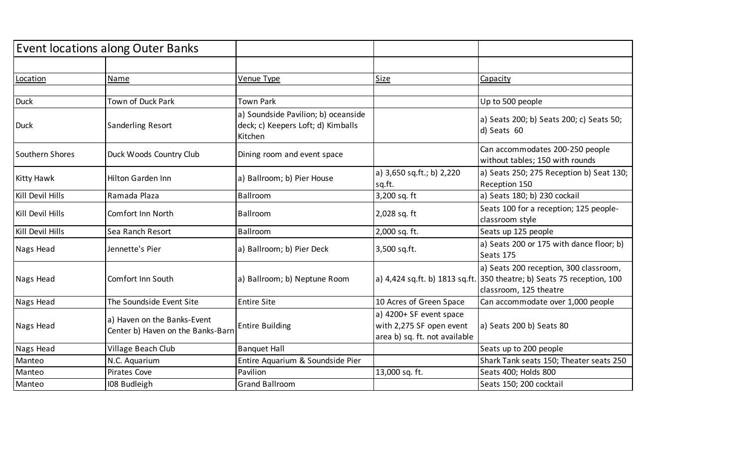# Event locations along Outer Banks

| Location | Name | Venue Type | Size | Capacity |
| --- | --- | --- | --- | --- |
| Duck | Town of Duck Park | Town Park | | Up to 500 people |
| Duck | Sanderling Resort | a) Soundside Pavilion; b) oceanside deck; c) Keepers Loft; d) Kimballs Kitchen | | a) Seats 200; b) Seats 200; c) Seats 50; d) Seats 60 |
| Southern Shores | Duck Woods Country Club | Dining room and event space | | Can accommodates 200-250 people without tables; 150 with rounds |
| Kitty Hawk | Hilton Garden Inn | a) Ballroom; b) Pier House | a) 3,650 sq.ft.; b) 2,220 sq.ft. | a) Seats 250; 275 Reception b) Seat 130; Reception 150 |
| Kill Devil Hills | Ramada Plaza | Ballroom | 3,200 sq. ft | a) Seats 180; b) 230 cockail |
| Kill Devil Hills | Comfort Inn North | Ballroom | 2,028 sq. ft | Seats 100 for a reception; 125 people-classroom style |
| Kill Devil Hills | Sea Ranch Resort | Ballroom | 2,000 sq. ft. | Seats up 125 people |
| Nags Head | Jennette's Pier | a) Ballroom; b) Pier Deck | 3,500 sq.ft. | a) Seats 200 or 175 with dance floor; b) Seats 175 |
| Nags Head | Comfort Inn South | a) Ballroom; b) Neptune Room | a) 4,424 sq.ft. b) 1813 sq.ft. | a) Seats 200 reception, 300 classroom, 350 theatre; b) Seats 75 reception, 100 classroom, 125 theatre |
| Nags Head | The Soundside Event Site | Entire Site | 10 Acres of Green Space | Can accommodate over 1,000 people |
| Nags Head | a) Haven on the Banks-Event Center b) Haven on the Banks-Barn | Entire Building | a) 4200+ SF event space with 2,275 SF open event area b) sq. ft. not available | a) Seats 200 b) Seats 80 |
| Nags Head | Village Beach Club | Banquet Hall | | Seats up to 200 people |
| Manteo | N.C. Aquarium | Entire Aquarium & Soundside Pier | | Shark Tank seats 150; Theater seats 250 |
| Manteo | Pirates Cove | Pavilion | 13,000 sq. ft. | Seats 400; Holds 800 |
| Manteo | I08 Budleigh | Grand Ballroom | | Seats 150; 200 cocktail |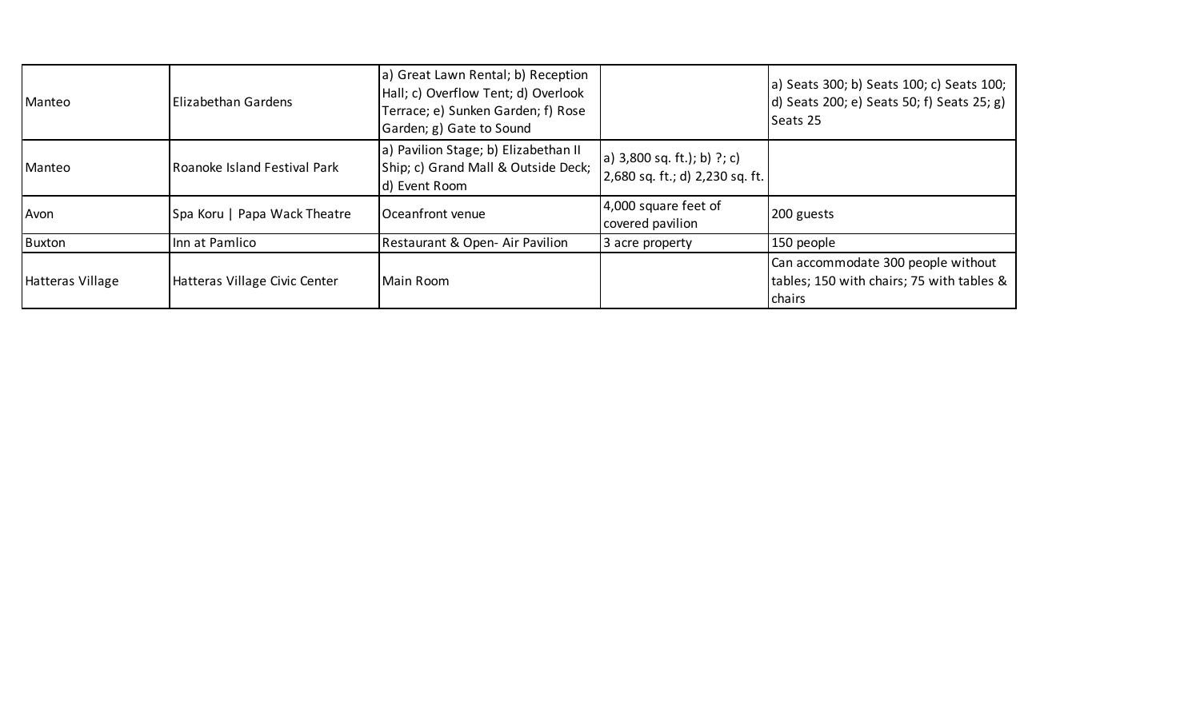| | | | | |
|---|---|---|---|---|
| Manteo | Elizabethan Gardens | a) Great Lawn Rental; b) Reception Hall; c) Overflow Tent; d) Overlook Terrace; e) Sunken Garden; f) Rose Garden; g) Gate to Sound | | a) Seats 300; b) Seats 100; c) Seats 100; d) Seats 200; e) Seats 50; f) Seats 25; g) Seats 25 |
| Manteo | Roanoke Island Festival Park | a) Pavilion Stage; b) Elizabethan II Ship; c) Grand Mall & Outside Deck; d) Event Room | a) 3,800 sq. ft.); b) ?; c) 2,680 sq. ft.; d) 2,230 sq. ft. | |
| Avon | Spa Koru \| Papa Wack Theatre | Oceanfront venue | 4,000 square feet of covered pavilion | 200 guests |
| Buxton | Inn at Pamlico | Restaurant & Open- Air Pavilion | 3 acre property | 150 people |
| Hatteras Village | Hatteras Village Civic Center | Main Room | | Can accommodate 300 people without tables; 150 with chairs; 75 with tables & chairs |